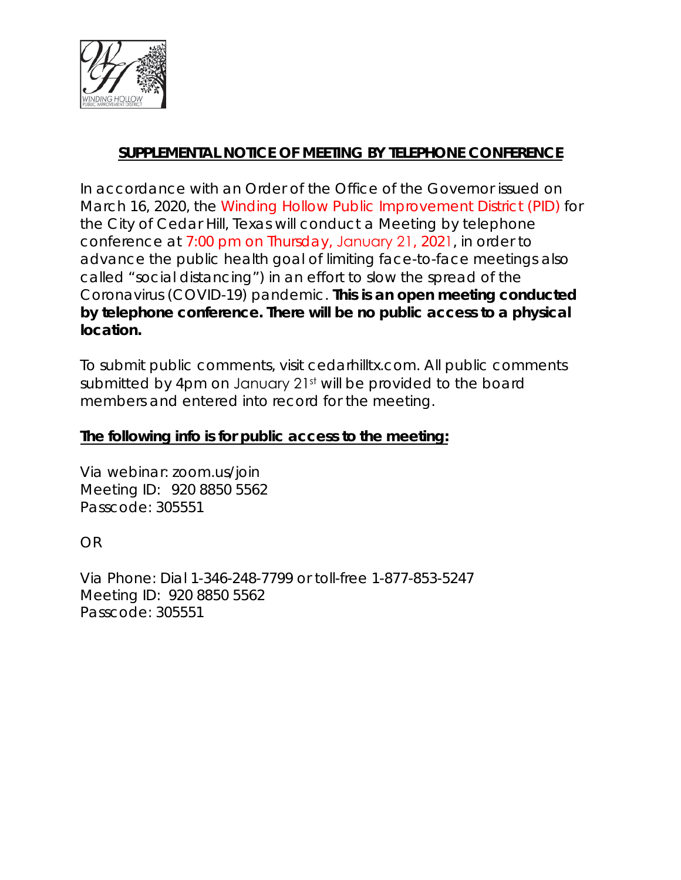## SUPPLEMENTAL NOTICE OF MEETING BY TELEPHONE CONFERENCE

In accordance with an Order of the Office of the Governor issued on March 16, 2020, the Winding Hollow Public Improvement District (PID) for the City of Cedar Hill, Texas will conduct a Meeting by telephone conference at 7:00 pm on Thursday, January 21, 2021, in order to advance the public health goal of limiting face-to-face meetings also called "social distancing") in an effort to slow the spread of the Coronavirus (COVID-19) pandemic. **This is an open meeting conducted by telephone conference. There will be no public access to a physical location.**

To submit public comments, visit cedarhilltx.com. All public comments submitted by 4pm on January 21st will be provided to the board members and entered into record for the meeting.

**The following info is for public access to the meeting:**

Via webinar: zoom.us/join
Meeting ID: 920 8850 5562
Passcode: 305551

OR

Via Phone: Dial 1-346-248-7799 or toll-free 1-877-853-5247
Meeting ID: 920 8850 5562
Passcode: 305551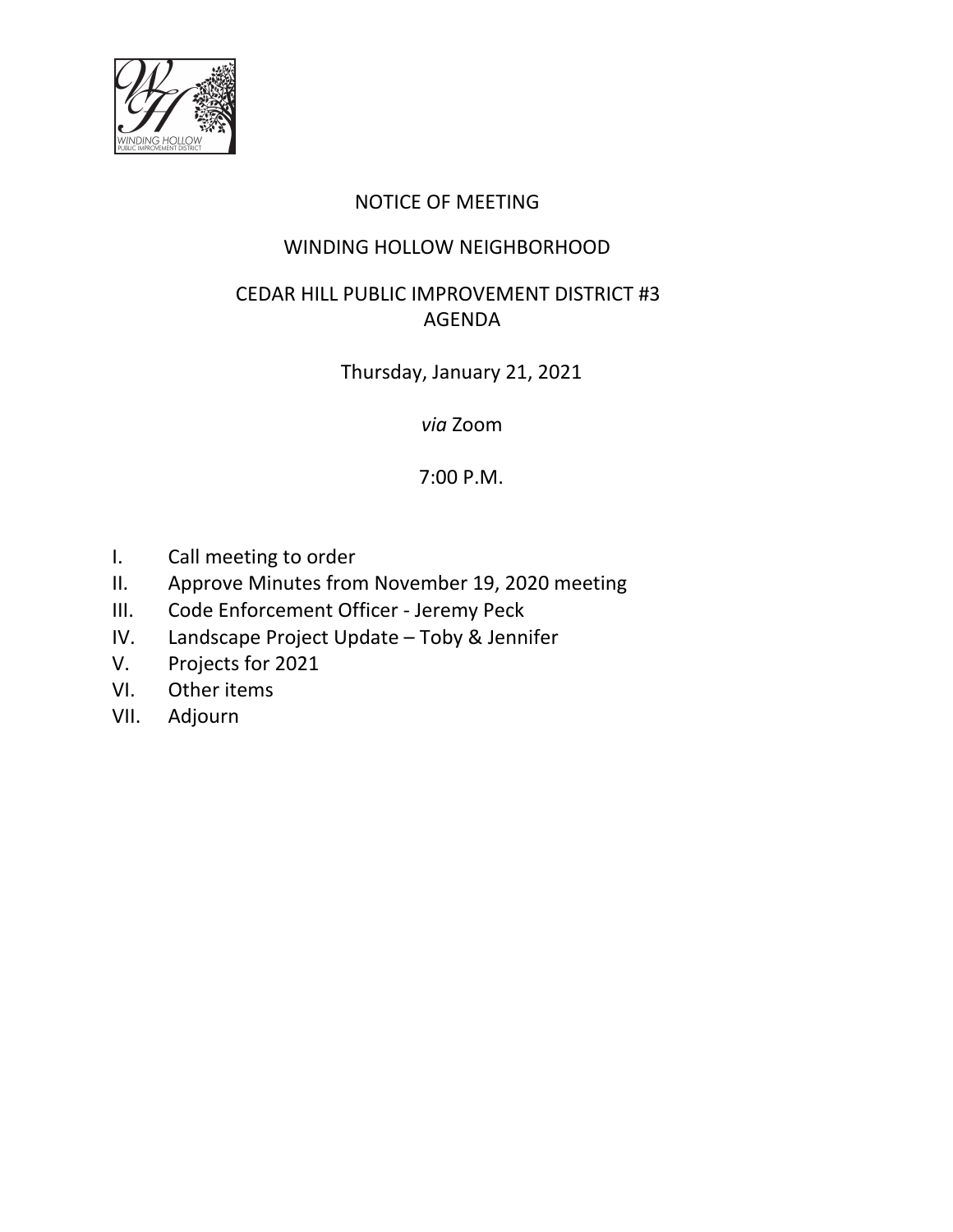NOTICE OF MEETING

WINDING HOLLOW NEIGHBORHOOD

CEDAR HILL PUBLIC IMPROVEMENT DISTRICT #3
AGENDA

Thursday, January 21, 2021

*via* Zoom

7:00 P.M.

I. Call meeting to order
II. Approve Minutes from November 19, 2020 meeting
III. Code Enforcement Officer - Jeremy Peck
IV. Landscape Project Update – Toby & Jennifer
V. Projects for 2021
VI. Other items
VII. Adjourn